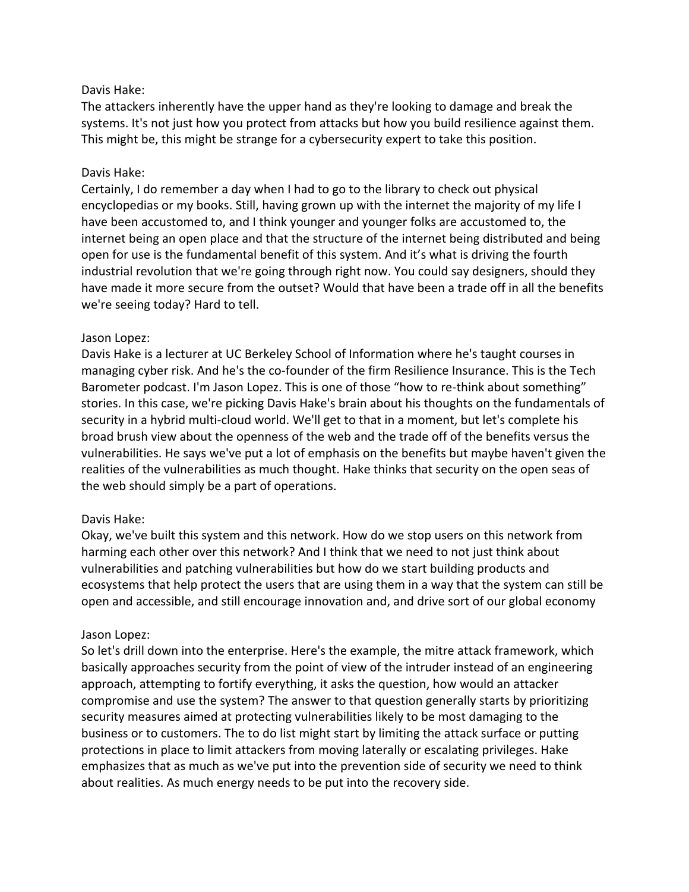Davis Hake:
The attackers inherently have the upper hand as they're looking to damage and break the systems. It's not just how you protect from attacks but how you build resilience against them. This might be, this might be strange for a cybersecurity expert to take this position.

Davis Hake:
Certainly, I do remember a day when I had to go to the library to check out physical encyclopedias or my books. Still, having grown up with the internet the majority of my life I have been accustomed to, and I think younger and younger folks are accustomed to, the internet being an open place and that the structure of the internet being distributed and being open for use is the fundamental benefit of this system. And it's what is driving the fourth industrial revolution that we're going through right now. You could say designers, should they have made it more secure from the outset? Would that have been a trade off in all the benefits we're seeing today? Hard to tell.

Jason Lopez:
Davis Hake is a lecturer at UC Berkeley School of Information where he's taught courses in managing cyber risk. And he's the co-founder of the firm Resilience Insurance. This is the Tech Barometer podcast. I'm Jason Lopez. This is one of those "how to re-think about something" stories. In this case, we're picking Davis Hake's brain about his thoughts on the fundamentals of security in a hybrid multi-cloud world. We'll get to that in a moment, but let's complete his broad brush view about the openness of the web and the trade off of the benefits versus the vulnerabilities. He says we've put a lot of emphasis on the benefits but maybe haven't given the realities of the vulnerabilities as much thought. Hake thinks that security on the open seas of the web should simply be a part of operations.

Davis Hake:
Okay, we've built this system and this network. How do we stop users on this network from harming each other over this network? And I think that we need to not just think about vulnerabilities and patching vulnerabilities but how do we start building products and ecosystems that help protect the users that are using them in a way that the system can still be open and accessible, and still encourage innovation and, and drive sort of our global economy

Jason Lopez:
So let's drill down into the enterprise. Here's the example, the mitre attack framework, which basically approaches security from the point of view of the intruder instead of an engineering approach, attempting to fortify everything, it asks the question, how would an attacker compromise and use the system? The answer to that question generally starts by prioritizing security measures aimed at protecting vulnerabilities likely to be most damaging to the business or to customers. The to do list might start by limiting the attack surface or putting protections in place to limit attackers from moving laterally or escalating privileges. Hake emphasizes that as much as we've put into the prevention side of security we need to think about realities. As much energy needs to be put into the recovery side.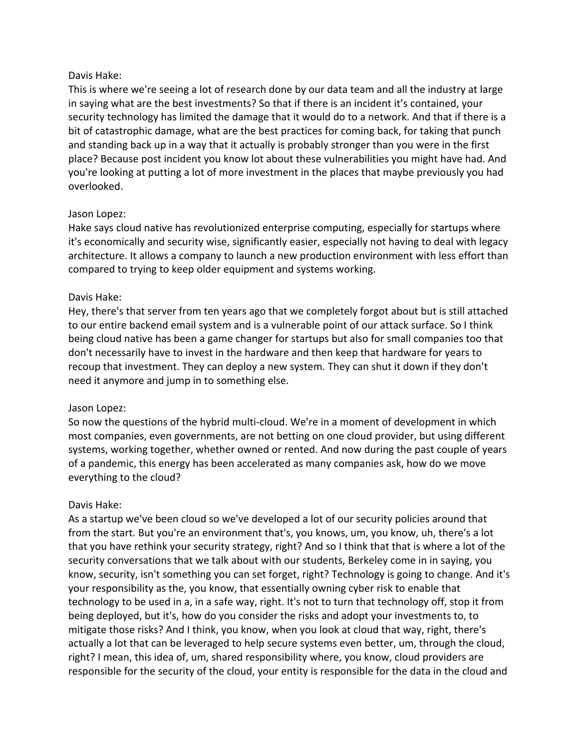Davis Hake:
This is where we're seeing a lot of research done by our data team and all the industry at large in saying what are the best investments? So that if there is an incident it's contained, your security technology has limited the damage that it would do to a network. And that if there is a bit of catastrophic damage, what are the best practices for coming back, for taking that punch and standing back up in a way that it actually is probably stronger than you were in the first place? Because post incident you know lot about these vulnerabilities you might have had. And you're looking at putting a lot of more investment in the places that maybe previously you had overlooked.

Jason Lopez:
Hake says cloud native has revolutionized enterprise computing, especially for startups where it's economically and security wise, significantly easier, especially not having to deal with legacy architecture. It allows a company to launch a new production environment with less effort than compared to trying to keep older equipment and systems working.

Davis Hake:
Hey, there's that server from ten years ago that we completely forgot about but is still attached to our entire backend email system and is a vulnerable point of our attack surface. So I think being cloud native has been a game changer for startups but also for small companies too that don't necessarily have to invest in the hardware and then keep that hardware for years to recoup that investment. They can deploy a new system. They can shut it down if they don't need it anymore and jump in to something else.

Jason Lopez:
So now the questions of the hybrid multi-cloud. We're in a moment of development in which most companies, even governments, are not betting on one cloud provider, but using different systems, working together, whether owned or rented. And now during the past couple of years of a pandemic, this energy has been accelerated as many companies ask, how do we move everything to the cloud?

Davis Hake:
As a startup we've been cloud so we've developed a lot of our security policies around that from the start. But you're an environment that's, you knows, um, you know, uh, there's a lot that you have rethink your security strategy, right? And so I think that that is where a lot of the security conversations that we talk about with our students, Berkeley come in in saying, you know, security, isn't something you can set forget, right? Technology is going to change. And it's your responsibility as the, you know, that essentially owning cyber risk to enable that technology to be used in a, in a safe way, right. It's not to turn that technology off, stop it from being deployed, but it's, how do you consider the risks and adopt your investments to, to mitigate those risks? And I think, you know, when you look at cloud that way, right, there's actually a lot that can be leveraged to help secure systems even better, um, through the cloud, right? I mean, this idea of, um, shared responsibility where, you know, cloud providers are responsible for the security of the cloud, your entity is responsible for the data in the cloud and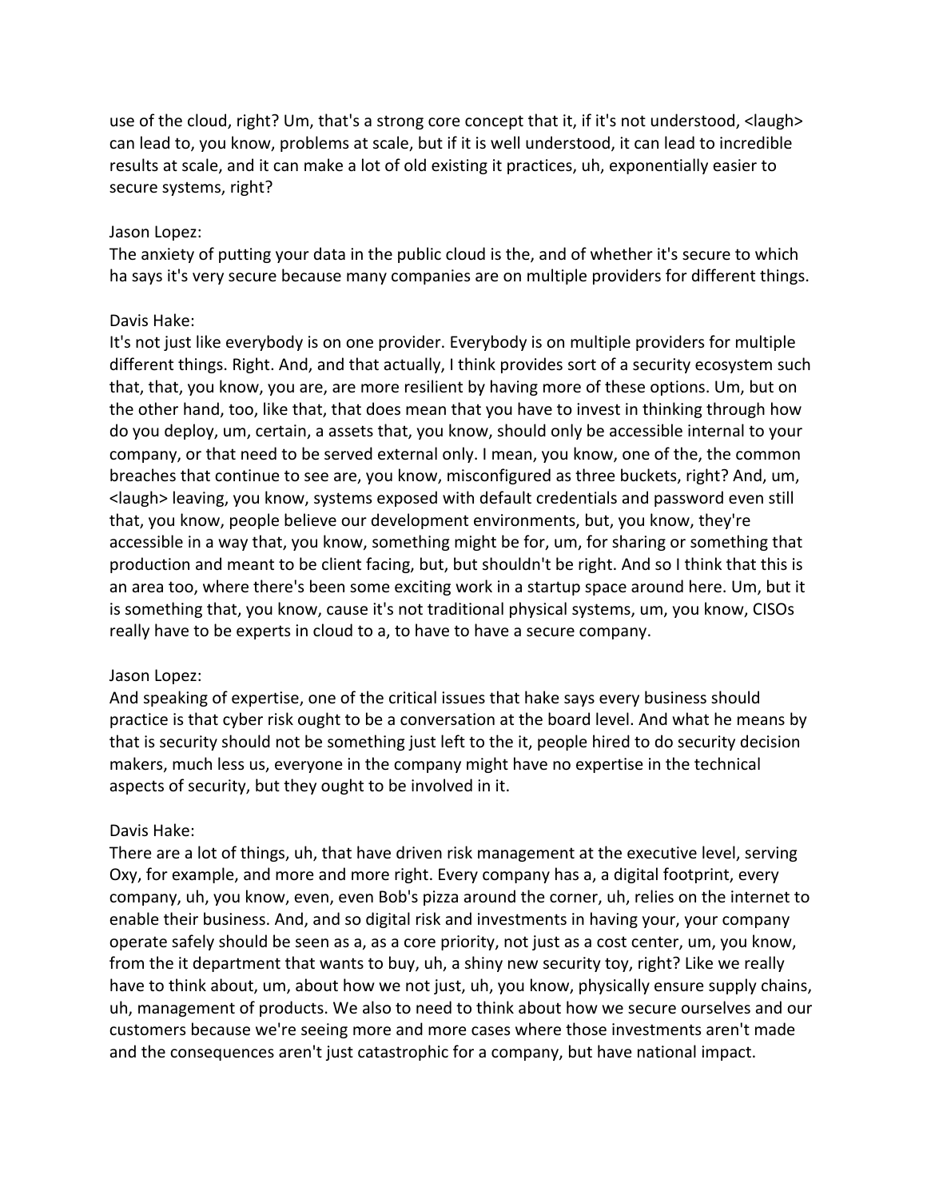use of the cloud, right? Um, that's a strong core concept that it, if it's not understood, <laugh> can lead to, you know, problems at scale, but if it is well understood, it can lead to incredible results at scale, and it can make a lot of old existing it practices, uh, exponentially easier to secure systems, right?

Jason Lopez:
The anxiety of putting your data in the public cloud is the, and of whether it's secure to which ha says it's very secure because many companies are on multiple providers for different things.

Davis Hake:
It's not just like everybody is on one provider. Everybody is on multiple providers for multiple different things. Right. And, and that actually, I think provides sort of a security ecosystem such that, that, you know, you are, are more resilient by having more of these options. Um, but on the other hand, too, like that, that does mean that you have to invest in thinking through how do you deploy, um, certain, a assets that, you know, should only be accessible internal to your company, or that need to be served external only. I mean, you know, one of the, the common breaches that continue to see are, you know, misconfigured as three buckets, right? And, um, <laugh> leaving, you know, systems exposed with default credentials and password even still that, you know, people believe our development environments, but, you know, they're accessible in a way that, you know, something might be for, um, for sharing or something that production and meant to be client facing, but, but shouldn't be right. And so I think that this is an area too, where there's been some exciting work in a startup space around here. Um, but it is something that, you know, cause it's not traditional physical systems, um, you know, CISOs really have to be experts in cloud to a, to have to have a secure company.

Jason Lopez:
And speaking of expertise, one of the critical issues that hake says every business should practice is that cyber risk ought to be a conversation at the board level. And what he means by that is security should not be something just left to the it, people hired to do security decision makers, much less us, everyone in the company might have no expertise in the technical aspects of security, but they ought to be involved in it.

Davis Hake:
There are a lot of things, uh, that have driven risk management at the executive level, serving Oxy, for example, and more and more right. Every company has a, a digital footprint, every company, uh, you know, even, even Bob's pizza around the corner, uh, relies on the internet to enable their business. And, and so digital risk and investments in having your, your company operate safely should be seen as a, as a core priority, not just as a cost center, um, you know, from the it department that wants to buy, uh, a shiny new security toy, right? Like we really have to think about, um, about how we not just, uh, you know, physically ensure supply chains, uh, management of products. We also to need to think about how we secure ourselves and our customers because we're seeing more and more cases where those investments aren't made and the consequences aren't just catastrophic for a company, but have national impact.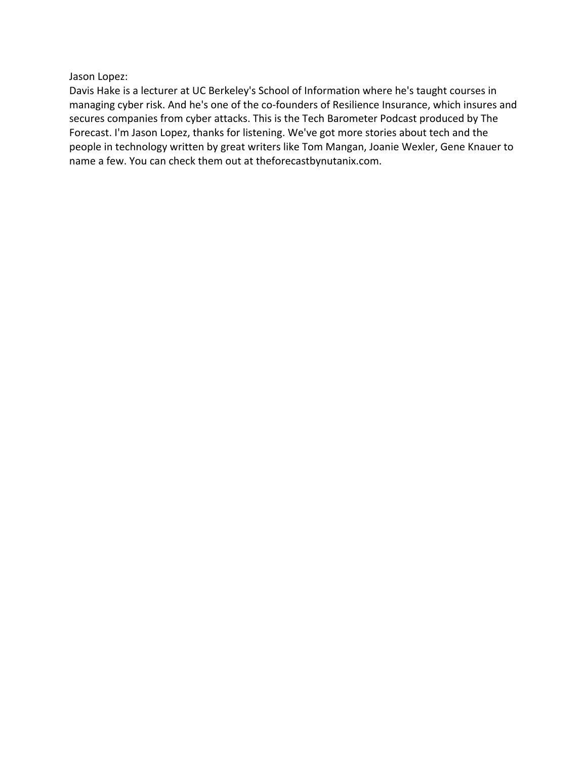Jason Lopez:

Davis Hake is a lecturer at UC Berkeley's School of Information where he's taught courses in managing cyber risk. And he's one of the co-founders of Resilience Insurance, which insures and secures companies from cyber attacks. This is the Tech Barometer Podcast produced by The Forecast. I'm Jason Lopez, thanks for listening. We've got more stories about tech and the people in technology written by great writers like Tom Mangan, Joanie Wexler, Gene Knauer to name a few. You can check them out at theforecastbynutanix.com.